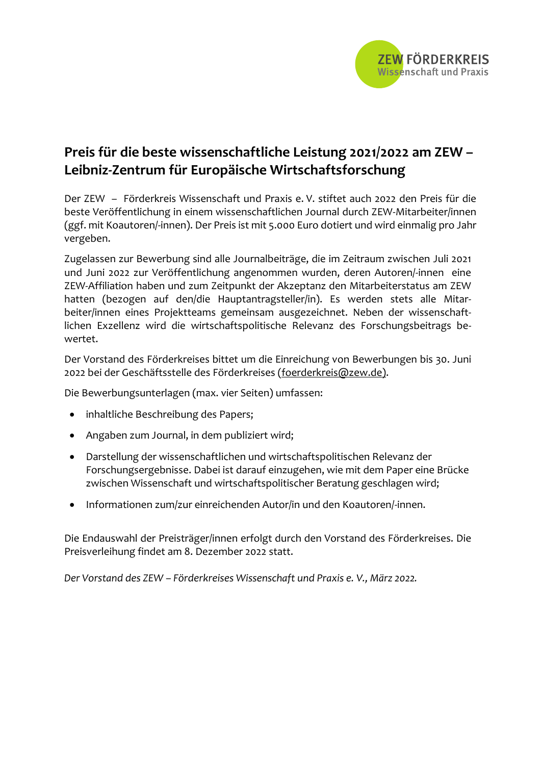ZEW FÖRDERKREIS
Wissenschaft und Praxis

# Preis für die beste wissenschaftliche Leistung 2021/2022 am ZEW – Leibniz-Zentrum für Europäische Wirtschaftsforschung

Der ZEW – Förderkreis Wissenschaft und Praxis e. V. stiftet auch 2022 den Preis für die beste Veröffentlichung in einem wissenschaftlichen Journal durch ZEW-Mitarbeiter/innen (ggf. mit Koautoren/-innen). Der Preis ist mit 5.000 Euro dotiert und wird einmalig pro Jahr vergeben.

Zugelassen zur Bewerbung sind alle Journalbeiträge, die im Zeitraum zwischen Juli 2021 und Juni 2022 zur Veröffentlichung angenommen wurden, deren Autoren/-innen eine ZEW-Affiliation haben und zum Zeitpunkt der Akzeptanz den Mitarbeiterstatus am ZEW hatten (bezogen auf den/die Hauptantragsteller/in). Es werden stets alle Mitarbeiter/innen eines Projektteams gemeinsam ausgezeichnet. Neben der wissenschaftlichen Exzellenz wird die wirtschaftspolitische Relevanz des Forschungsbeitrags bewertet.

Der Vorstand des Förderkreises bittet um die Einreichung von Bewerbungen bis 30. Juni 2022 bei der Geschäftsstelle des Förderkreises (foerderkreis@zew.de).

Die Bewerbungsunterlagen (max. vier Seiten) umfassen:

- inhaltliche Beschreibung des Papers;
- Angaben zum Journal, in dem publiziert wird;
- Darstellung der wissenschaftlichen und wirtschaftspolitischen Relevanz der Forschungsergebnisse. Dabei ist darauf einzugehen, wie mit dem Paper eine Brücke zwischen Wissenschaft und wirtschaftspolitischer Beratung geschlagen wird;
- Informationen zum/zur einreichenden Autor/in und den Koautoren/-innen.

Die Endauswahl der Preisträger/innen erfolgt durch den Vorstand des Förderkreises. Die Preisverleihung findet am 8. Dezember 2022 statt.

*Der Vorstand des ZEW – Förderkreises Wissenschaft und Praxis e. V., März 2022.*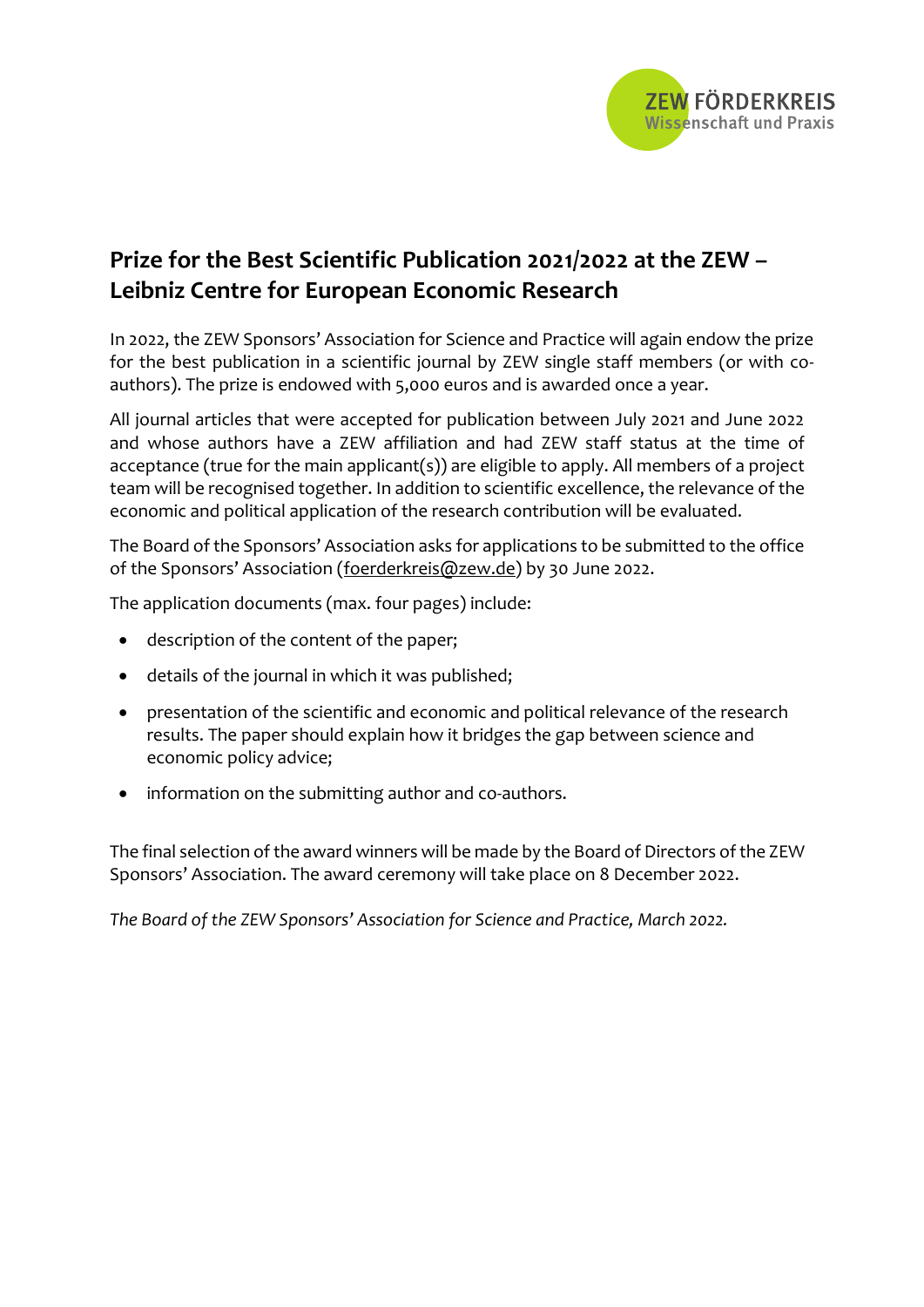ZEW FÖRDERKREIS
Wissenschaft und Praxis

# Prize for the Best Scientific Publication 2021/2022 at the ZEW – Leibniz Centre for European Economic Research

In 2022, the ZEW Sponsors' Association for Science and Practice will again endow the prize for the best publication in a scientific journal by ZEW single staff members (or with co-authors). The prize is endowed with 5,000 euros and is awarded once a year.

All journal articles that were accepted for publication between July 2021 and June 2022 and whose authors have a ZEW affiliation and had ZEW staff status at the time of acceptance (true for the main applicant(s)) are eligible to apply. All members of a project team will be recognised together. In addition to scientific excellence, the relevance of the economic and political application of the research contribution will be evaluated.

The Board of the Sponsors' Association asks for applications to be submitted to the office of the Sponsors' Association (foerderkreis@zew.de) by 30 June 2022.

The application documents (max. four pages) include:

- description of the content of the paper;
- details of the journal in which it was published;
- presentation of the scientific and economic and political relevance of the research results. The paper should explain how it bridges the gap between science and economic policy advice;
- information on the submitting author and co-authors.

The final selection of the award winners will be made by the Board of Directors of the ZEW Sponsors' Association. The award ceremony will take place on 8 December 2022.

*The Board of the ZEW Sponsors' Association for Science and Practice, March 2022.*